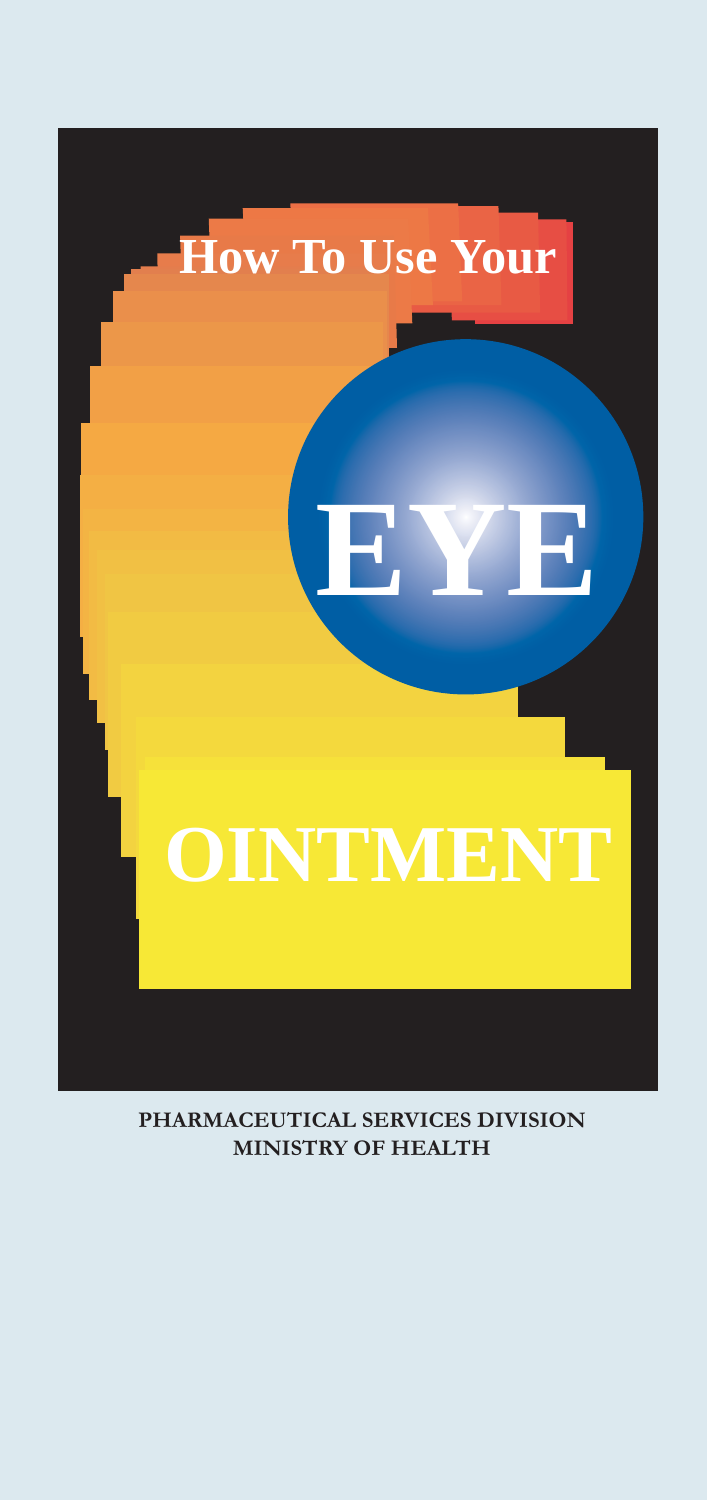# How To Use Your EYE OINTMENT

**PHARMACEUTICAL SERVICES DIVISION**
**MINISTRY OF HEALTH**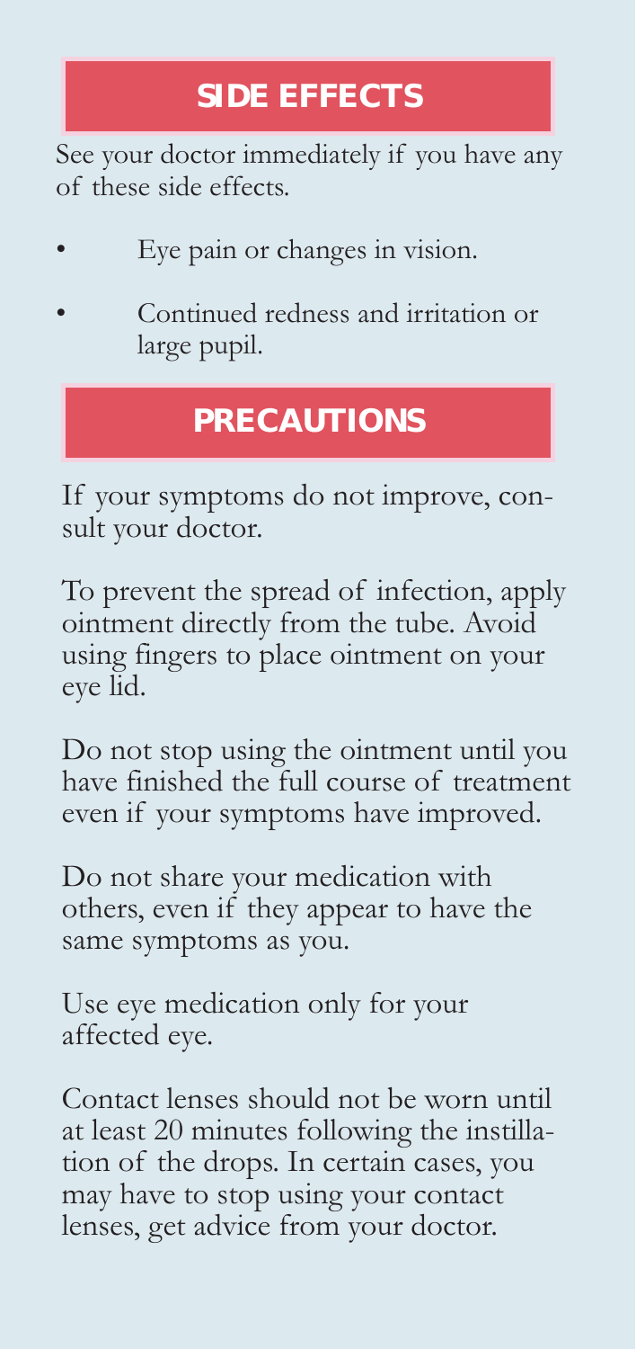## SIDE EFFECTS

See your doctor immediately if you have any of these side effects.

- Eye pain or changes in vision.
- Continued redness and irritation or large pupil.

## PRECAUTIONS

If your symptoms do not improve, consult your doctor.

To prevent the spread of infection, apply ointment directly from the tube. Avoid using fingers to place ointment on your eye lid.

Do not stop using the ointment until you have finished the full course of treatment even if your symptoms have improved.

Do not share your medication with others, even if they appear to have the same symptoms as you.

Use eye medication only for your affected eye.

Contact lenses should not be worn until at least 20 minutes following the instillation of the drops. In certain cases, you may have to stop using your contact lenses, get advice from your doctor.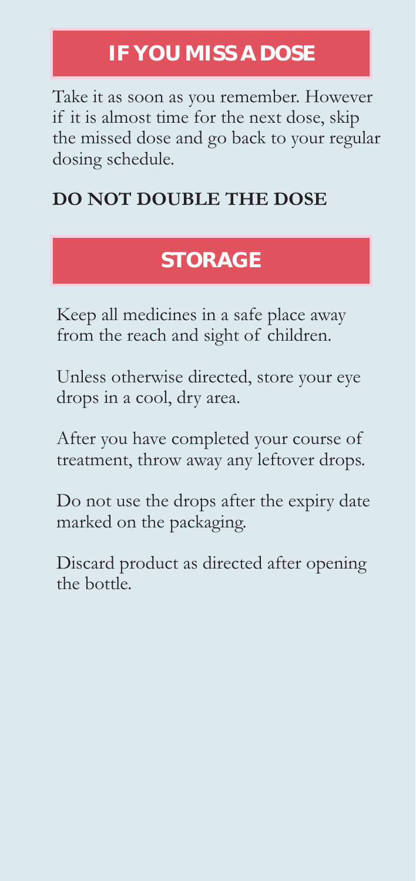## IF YOU MISS A DOSE

Take it as soon as you remember. However if it is almost time for the next dose, skip the missed dose and go back to your regular dosing schedule.

**DO NOT DOUBLE THE DOSE**

## STORAGE

Keep all medicines in a safe place away from the reach and sight of children.

Unless otherwise directed, store your eye drops in a cool, dry area.

After you have completed your course of treatment, throw away any leftover drops.

Do not use the drops after the expiry date marked on the packaging.

Discard product as directed after opening the bottle.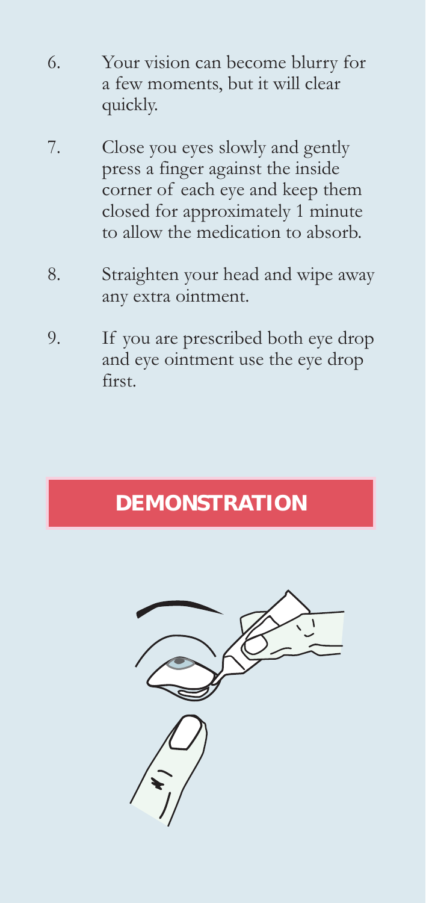6. Your vision can become blurry for a few moments, but it will clear quickly.

7. Close you eyes slowly and gently press a finger against the inside corner of each eye and keep them closed for approximately 1 minute to allow the medication to absorb.

8. Straighten your head and wipe away any extra ointment.

9. If you are prescribed both eye drop and eye ointment use the eye drop first.

## DEMONSTRATION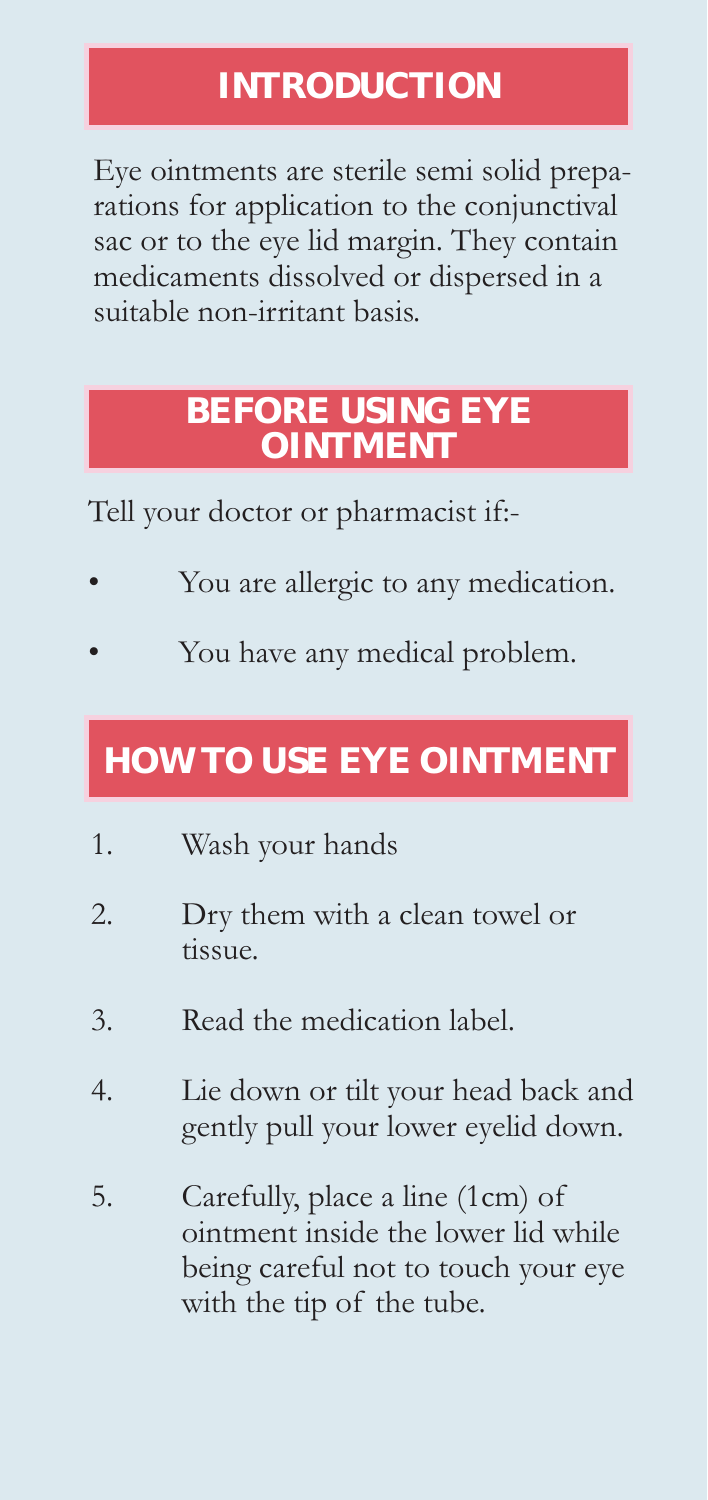## INTRODUCTION

Eye ointments are sterile semi solid preparations for application to the conjunctival sac or to the eye lid margin. They contain medicaments dissolved or dispersed in a suitable non-irritant basis.

## BEFORE USING EYE OINTMENT

Tell your doctor or pharmacist if:-

- You are allergic to any medication.
- You have any medical problem.

## HOW TO USE EYE OINTMENT

1. Wash your hands
2. Dry them with a clean towel or tissue.
3. Read the medication label.
4. Lie down or tilt your head back and gently pull your lower eyelid down.
5. Carefully, place a line (1cm) of ointment inside the lower lid while being careful not to touch your eye with the tip of the tube.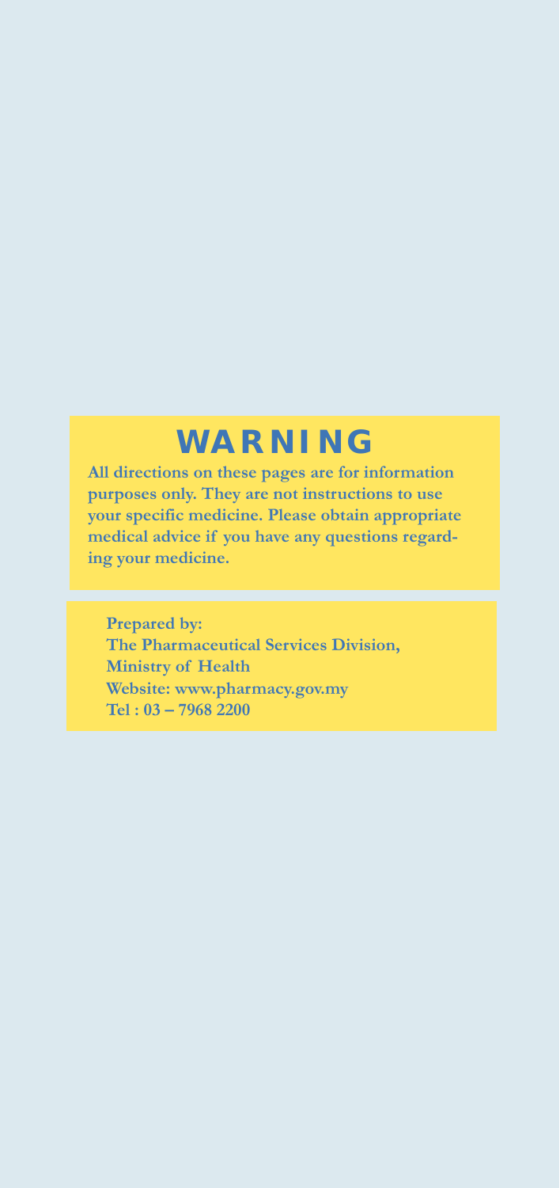# WARNING

**All directions on these pages are for information purposes only. They are not instructions to use your specific medicine. Please obtain appropriate medical advice if you have any questions regarding your medicine.**

**Prepared by:**
**The Pharmaceutical Services Division,**
**Ministry of Health**
**Website: www.pharmacy.gov.my**
**Tel : 03 – 7968 2200**